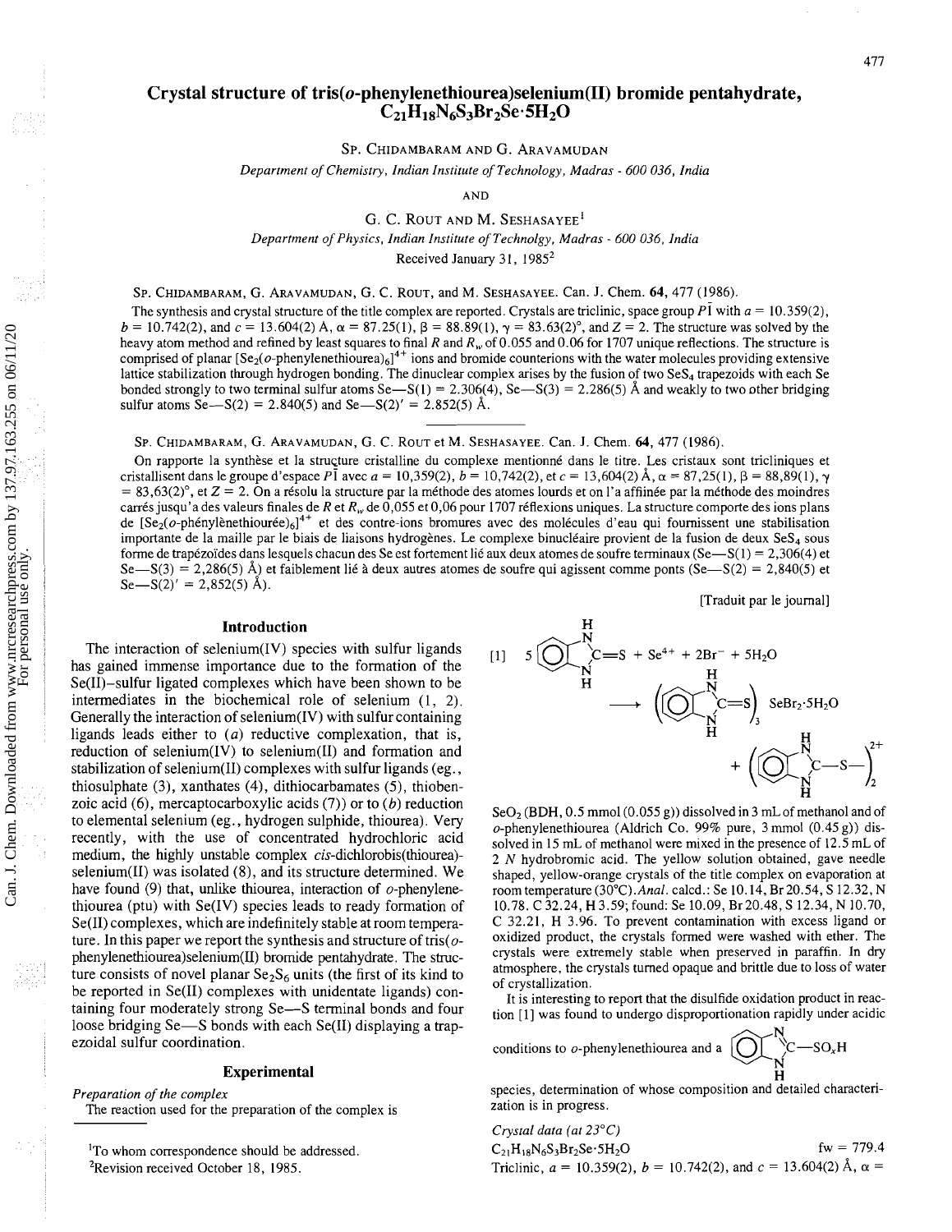# Crystal structure of tris(*o*-phenylenethiourea)selenium(II) bromide pentahydrate, $C_{21}H_{18}N_6S_3Br_2Se\cdot5H_2O$

SP. CHIDAMBARAM AND G. ARAVAMUDAN

*Department of Chemistry, Indian Institute of Technology, Madras - 600 036, India*

AND

G. C. ROUT AND M. SESHASAYEE[1]

*Department of Physics, Indian Institute of Technolgy, Madras - 600 036, India*

Received January 31, 1985[2]

SP. CHIDAMBARAM, G. ARAVAMUDAN, G. C. ROUT, and M. SESHASAYEE. Can. J. Chem. **64**, 477 (1986).

The synthesis and crystal structure of the title complex are reported. Crystals are triclinic, space group $P\bar{1}$ with $a$ = 10.359(2), $b$ = 10.742(2), and $c$ = 13.604(2) Å, $\alpha$ = 87.25(1), $\beta$ = 88.89(1), $\gamma$ = 83.63(2)°, and $Z$ = 2. The structure was solved by the heavy atom method and refined by least squares to final $R$ and $R_w$ of 0.055 and 0.06 for 1707 unique reflections. The structure is comprised of planar $[Se_2(o\text{-phenylenethiourea})_6]^{4+}$ ions and bromide counterions with the water molecules providing extensive lattice stabilization through hydrogen bonding. The dinuclear complex arises by the fusion of two $SeS_4$ trapezoids with each Se bonded strongly to two terminal sulfur atoms Se—S(1) = 2.306(4), Se—S(3) = 2.286(5) Å and weakly to two other bridging sulfur atoms Se—S(2) = 2.840(5) and Se—S(2)′ = 2.852(5) Å.

SP. CHIDAMBARAM, G. ARAVAMUDAN, G. C. ROUT et M. SESHASAYEE. Can. J. Chem. **64**, 477 (1986).

On rapporte la synthèse et la structure cristalline du complexe mentionné dans le titre. Les cristaux sont tricliniques et cristallisent dans le groupe d'espace $P\bar{1}$ avec $a$ = 10,359(2), $b$ = 10,742(2), et $c$ = 13,604(2) Å, $\alpha$ = 87,25(1), $\beta$ = 88,89(1), $\gamma$ = 83,63(2)°, et $Z$ = 2. On a résolu la structure par la méthode des atomes lourds et on l'a affinée par la méthode des moindres carrés jusqu'à des valeurs finales de $R$ et $R_w$ de 0,055 et 0,06 pour 1707 réflexions uniques. La structure comporte des ions plans de $[Se_2(o\text{-phénylènethiourée})_6]^{4+}$ et des contre-ions bromures avec des molécules d'eau qui fournissent une stabilisation importante de la maille par le biais de liaisons hydrogènes. Le complexe binucléaire provient de la fusion de deux $SeS_4$ sous forme de trapézoïdes dans lesquels chacun des Se est fortement lié aux deux atomes de soufre terminaux (Se—S(1) = 2,306(4) et Se—S(3) = 2,286(5) Å) et faiblement lié à deux autres atomes de soufre qui agissent comme ponts (Se—S(2) = 2,840(5) et Se—S(2)′ = 2,852(5) Å).

[Traduit par le journal]

## Introduction

The interaction of selenium(IV) species with sulfur ligands has gained immense importance due to the formation of the Se(II)–sulfur ligated complexes which have been shown to be intermediates in the biochemical role of selenium (1, 2). Generally the interaction of selenium(IV) with sulfur containing ligands leads either to (*a*) reductive complexation, that is, reduction of selenium(IV) to selenium(II) and formation and stabilization of selenium(II) complexes with sulfur ligands (eg., thiosulphate (3), xanthates (4), dithiocarbamates (5), thiobenzoic acid (6), mercaptocarboxylic acids (7)) or to (*b*) reduction to elemental selenium (eg., hydrogen sulphide, thiourea). Very recently, with the use of concentrated hydrochloric acid medium, the highly unstable complex *cis*-dichlorobis(thiourea)-selenium(II) was isolated (8), and its structure determined. We have found (9) that, unlike thiourea, interaction of *o*-phenylenethiourea (ptu) with Se(IV) species leads to ready formation of Se(II) complexes, which are indefinitely stable at room temperature. In this paper we report the synthesis and structure of tris(*o*-phenylenethiourea)selenium(II) bromide pentahydrate. The structure consists of novel planar $Se_2S_6$ units (the first of its kind to be reported in Se(II) complexes with unidentate ligands) containing four moderately strong Se—S terminal bonds and four loose bridging Se—S bonds with each Se(II) displaying a trapezoidal sulfur coordination.

## Experimental

*Preparation of the complex*

The reaction used for the preparation of the complex is

$$[1]\quad 5\,(C_6H_4(NH)_2C{=}S) + Se^{4+} + 2Br^- + 5H_2O \longrightarrow (C_6H_4(NH)_2C{=}S)_3SeBr_2\cdot5H_2O + (C_6H_4(NH)_2C{-}S{-})_2^{2+}$$

$SeO_2$ (BDH, 0.5 mmol (0.055 g)) dissolved in 3 mL of methanol and of *o*-phenylenethiourea (Aldrich Co. 99% pure, 3 mmol (0.45 g)) dissolved in 15 mL of methanol were mixed in the presence of 12.5 mL of 2 *N* hydrobromic acid. The yellow solution obtained, gave needle shaped, yellow-orange crystals of the title complex on evaporation at room temperature (30°C). *Anal.* calcd.: Se 10.14, Br 20.54, S 12.32, N 10.78, C 32.24, H 3.59; found: Se 10.09, Br 20.48, S 12.34, N 10.70, C 32.21, H 3.96. To prevent contamination with excess ligand or oxidized product, the crystals formed were washed with ether. The crystals were extremely stable when preserved in paraffin. In dry atmosphere, the crystals turned opaque and brittle due to loss of water of crystallization.

It is interesting to report that the disulfide oxidation product in reaction [1] was found to undergo disproportionation rapidly under acidic conditions to *o*-phenylenethiourea and a $C_6H_4(N)(NH)C{-}SO_xH$ species, determination of whose composition and detailed characterization is in progress.

*Crystal data (at 23°C)*

$C_{21}H_{18}N_6S_3Br_2Se\cdot5H_2O$ fw = 779.4

Triclinic, $a$ = 10.359(2), $b$ = 10.742(2), and $c$ = 13.604(2) Å, $\alpha$ =

[1] To whom correspondence should be addressed.

[2] Revision received October 18, 1985.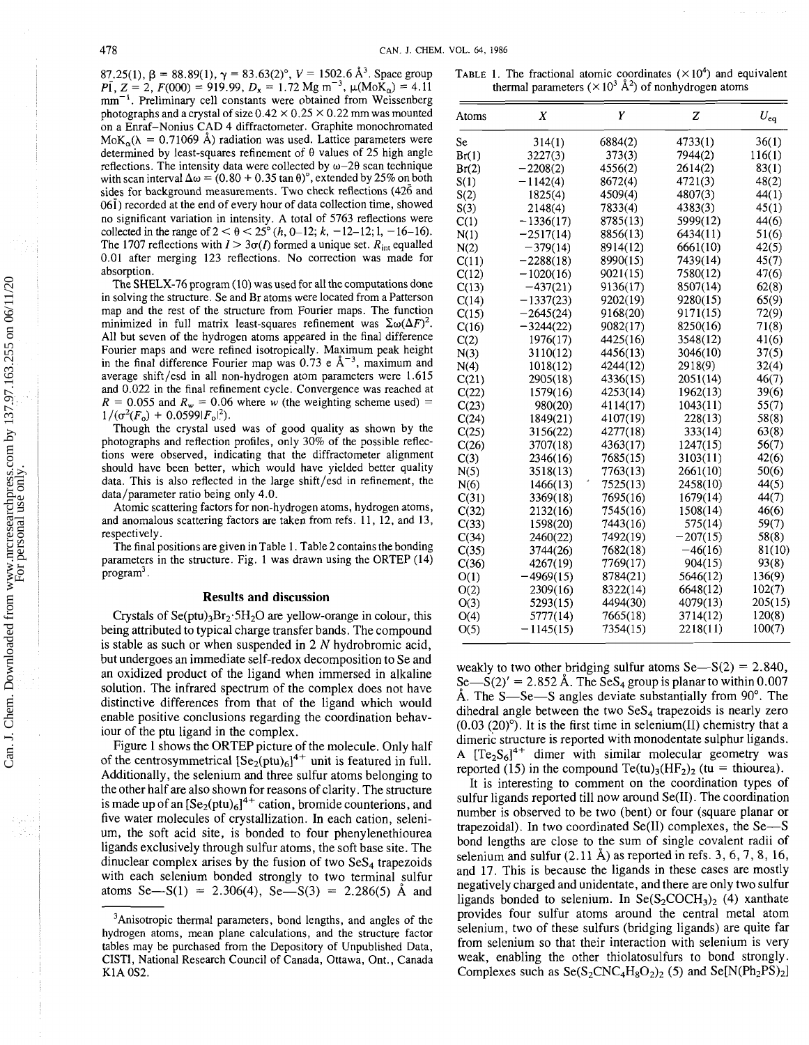87.25(1), β = 88.89(1), γ = 83.63(2)°, $V$ = 1502.6 Å$^3$. Space group $P\bar{1}$, $Z$ = 2, $F(000)$ = 919.99, $D_x$ = 1.72 Mg m$^{-3}$, $\mu(MoK_\alpha)$ = 4.11 mm$^{-1}$. Preliminary cell constants were obtained from Weissenberg photographs and a crystal of size 0.42 × 0.25 × 0.22 mm was mounted on a Enraf–Nonius CAD 4 diffractometer. Graphite monochromated $MoK_\alpha$(λ = 0.71069 Å) radiation was used. Lattice parameters were determined by least-squares refinement of θ values of 25 high angle reflections. The intensity data were collected by ω–2θ scan technique with scan interval Δω = (0.80 + 0.35 tan θ)°, extended by 25% on both sides for background measurements. Two check reflections (42$\bar{6}$ and 06$\bar{1}$) recorded at the end of every hour of data collection time, showed no significant variation in intensity. A total of 5763 reflections were collected in the range of 2 < θ < 25° ($h$, 0–12; $k$, −12–12; $l$, −16–16). The 1707 reflections with $I > 3\sigma(I)$ formed a unique set. $R_{int}$ equalled 0.01 after merging 123 reflections. No correction was made for absorption.

The SHELX-76 program (10) was used for all the computations done in solving the structure. Se and Br atoms were located from a Patterson map and the rest of the structure from Fourier maps. The function minimized in full matrix least-squares refinement was $\Sigma\omega(\Delta F)^2$. All but seven of the hydrogen atoms appeared in the final difference Fourier maps and were refined isotropically. Maximum peak height in the final difference Fourier map was 0.73 e Å$^{-3}$, maximum and average shift/esd in all non-hydrogen atom parameters were 1.615 and 0.022 in the final refinement cycle. Convergence was reached at $R$ = 0.055 and $R_w$ = 0.06 where $w$ (the weighting scheme used) = $1/(\sigma^2(F_o) + 0.0599|F_o|^2)$.

Though the crystal used was of good quality as shown by the photographs and reflection profiles, only 30% of the possible reflections were observed, indicating that the diffractometer alignment should have been better, which would have yielded better quality data. This is also reflected in the large shift/esd in refinement, the data/parameter ratio being only 4.0.

Atomic scattering factors for non-hydrogen atoms, hydrogen atoms, and anomalous scattering factors are taken from refs. 11, 12, and 13, respectively.

The final positions are given in Table 1. Table 2 contains the bonding parameters in the structure. Fig. 1 was drawn using the ORTEP (14) program[3].

TABLE 1. The fractional atomic coordinates (×10$^4$) and equivalent thermal parameters (×10$^3$ Å$^2$) of nonhydrogen atoms

| Atoms | $X$ | $Y$ | $Z$ | $U_{eq}$ |
|---|---|---|---|---|
| Se | 314(1) | 6884(2) | 4733(1) | 36(1) |
| Br(1) | 3227(3) | 373(3) | 7944(2) | 116(1) |
| Br(2) | −2208(2) | 4556(2) | 2614(2) | 83(1) |
| S(1) | −1142(4) | 8672(4) | 4721(3) | 48(2) |
| S(2) | 1825(4) | 4509(4) | 4807(3) | 44(1) |
| S(3) | 2148(4) | 7833(4) | 4383(3) | 45(1) |
| C(1) | −1336(17) | 8785(13) | 5999(12) | 44(6) |
| N(1) | −2517(14) | 8856(13) | 6434(11) | 51(6) |
| N(2) | −379(14) | 8914(12) | 6661(10) | 42(5) |
| C(11) | −2288(18) | 8990(15) | 7439(14) | 45(7) |
| C(12) | −1020(16) | 9021(15) | 7580(12) | 47(6) |
| C(13) | −437(21) | 9136(17) | 8507(14) | 62(8) |
| C(14) | −1337(23) | 9202(19) | 9280(15) | 65(9) |
| C(15) | −2645(24) | 9168(20) | 9171(15) | 72(9) |
| C(16) | −3244(22) | 9082(17) | 8250(16) | 71(8) |
| C(2) | 1976(17) | 4425(16) | 3548(12) | 41(6) |
| N(3) | 3110(12) | 4456(13) | 3046(10) | 37(5) |
| N(4) | 1018(12) | 4244(12) | 2918(9) | 32(4) |
| C(21) | 2905(18) | 4336(15) | 2051(14) | 46(7) |
| C(22) | 1579(16) | 4253(14) | 1962(13) | 39(6) |
| C(23) | 980(20) | 4114(17) | 1043(11) | 55(7) |
| C(24) | 1849(21) | 4107(19) | 228(13) | 58(8) |
| C(25) | 3156(22) | 4277(18) | 333(14) | 63(8) |
| C(26) | 3707(18) | 4363(17) | 1247(15) | 56(7) |
| C(3) | 2346(16) | 7685(15) | 3103(11) | 42(6) |
| N(5) | 3518(13) | 7763(13) | 2661(10) | 50(6) |
| N(6) | 1466(13) | 7525(13) | 2458(10) | 44(5) |
| C(31) | 3369(18) | 7695(16) | 1679(14) | 44(7) |
| C(32) | 2132(16) | 7545(16) | 1508(14) | 46(6) |
| C(33) | 1598(20) | 7443(16) | 575(14) | 59(7) |
| C(34) | 2460(22) | 7492(19) | −207(15) | 58(8) |
| C(35) | 3744(26) | 7682(18) | −46(16) | 81(10) |
| C(36) | 4267(19) | 7769(17) | 904(15) | 93(8) |
| O(1) | −4969(15) | 8784(21) | 5646(12) | 136(9) |
| O(2) | 2309(16) | 8322(14) | 6648(12) | 102(7) |
| O(3) | 5293(15) | 4494(30) | 4079(13) | 205(15) |
| O(4) | 5777(14) | 7665(18) | 3714(12) | 120(8) |
| O(5) | −1145(15) | 7354(15) | 2218(11) | 100(7) |

## Results and discussion

Crystals of $Se(ptu)_3Br_2 \cdot 5H_2O$ are yellow-orange in colour, this being attributed to typical charge transfer bands. The compound is stable as such or when suspended in 2 $N$ hydrobromic acid, but undergoes an immediate self-redox decomposition to Se and an oxidized product of the ligand when immersed in alkaline solution. The infrared spectrum of the complex does not have distinctive differences from that of the ligand which would enable positive conclusions regarding the coordination behaviour of the ptu ligand in the complex.

Figure 1 shows the ORTEP picture of the molecule. Only half of the centrosymmetrical $[Se_2(ptu)_6]^{4+}$ unit is featured in full. Additionally, the selenium and three sulfur atoms belonging to the other half are also shown for reasons of clarity. The structure is made up of an $[Se_2(ptu)_6]^{4+}$ cation, bromide counterions, and five water molecules of crystallization. In each cation, selenium, the soft acid site, is bonded to four phenylenethiourea ligands exclusively through sulfur atoms, the soft base site. The dinuclear complex arises by the fusion of two $SeS_4$ trapezoids with each selenium bonded strongly to two terminal sulfur atoms Se—S(1) = 2.306(4), Se—S(3) = 2.286(5) Å and weakly to two other bridging sulfur atoms Se—S(2) = 2.840, Se—S(2)′ = 2.852 Å. The $SeS_4$ group is planar to within 0.007 Å. The S—Se—S angles deviate substantially from 90°. The dihedral angle between the two $SeS_4$ trapezoids is nearly zero (0.03 (20)°). It is the first time in selenium(II) chemistry that a dimeric structure is reported with monodentate sulphur ligands. A $[Te_2S_6]^{4+}$ dimer with similar molecular geometry was reported (15) in the compound $Te(tu)_3(HF_2)_2$ (tu = thiourea).

It is interesting to comment on the coordination types of sulfur ligands reported till now around Se(II). The coordination number is observed to be two (bent) or four (square planar or trapezoidal). In two coordinated Se(II) complexes, the Se—S bond lengths are close to the sum of single covalent radii of selenium and sulfur (2.11 Å) as reported in refs. 3, 6, 7, 8, 16, and 17. This is because the ligands in these cases are mostly negatively charged and unidentate, and there are only two sulfur ligands bonded to selenium. In $Se(S_2COCH_3)_2$ (4) xanthate provides four sulfur atoms around the central metal atom selenium, two of these sulfurs (bridging ligands) are quite far from selenium so that their interaction with selenium is very weak, enabling the other thiolatosulfurs to bond strongly. Complexes such as $Se(S_2CNC_4H_8O_2)_2$ (5) and $Se[N(Ph_2PS)_2]$

[3]Anisotropic thermal parameters, bond lengths, and angles of the hydrogen atoms, mean plane calculations, and the structure factor tables may be purchased from the Depository of Unpublished Data, CISTI, National Research Council of Canada, Ottawa, Ont., Canada K1A 0S2.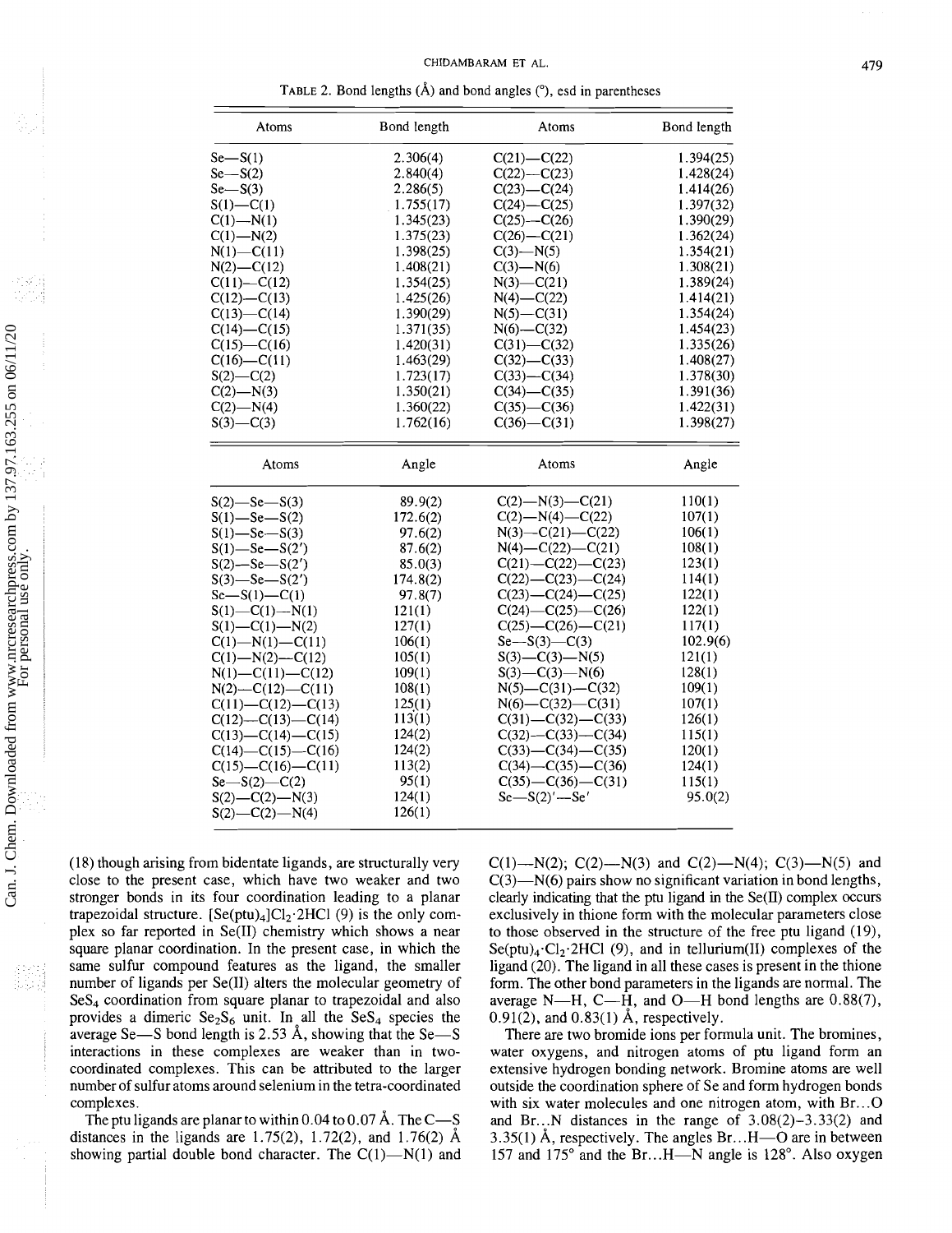TABLE 2. Bond lengths (Å) and bond angles (°), esd in parentheses

| Atoms | Bond length | Atoms | Bond length |
|---|---|---|---|
| Se—S(1) | 2.306(4) | C(21)—C(22) | 1.394(25) |
| Se—S(2) | 2.840(4) | C(22)—C(23) | 1.428(24) |
| Se—S(3) | 2.286(5) | C(23)—C(24) | 1.414(26) |
| S(1)—C(1) | 1.755(17) | C(24)—C(25) | 1.397(32) |
| C(1)—N(1) | 1.345(23) | C(25)—C(26) | 1.390(29) |
| C(1)—N(2) | 1.375(23) | C(26)—C(21) | 1.362(24) |
| N(1)—C(11) | 1.398(25) | C(3)—N(5) | 1.354(21) |
| N(2)—C(12) | 1.408(21) | C(3)—N(6) | 1.308(21) |
| C(11)—C(12) | 1.354(25) | N(3)—C(21) | 1.389(24) |
| C(12)—C(13) | 1.425(26) | N(4)—C(22) | 1.414(21) |
| C(13)—C(14) | 1.390(29) | N(5)—C(31) | 1.354(24) |
| C(14)—C(15) | 1.371(35) | N(6)—C(32) | 1.454(23) |
| C(15)—C(16) | 1.420(31) | C(31)—C(32) | 1.335(26) |
| C(16)—C(11) | 1.463(29) | C(32)—C(33) | 1.408(27) |
| S(2)—C(2) | 1.723(17) | C(33)—C(34) | 1.378(30) |
| C(2)—N(3) | 1.350(21) | C(34)—C(35) | 1.391(36) |
| C(2)—N(4) | 1.360(22) | C(35)—C(36) | 1.422(31) |
| S(3)—C(3) | 1.762(16) | C(36)—C(31) | 1.398(27) |

| Atoms | Angle | Atoms | Angle |
|---|---|---|---|
| S(2)—Se—S(3) | 89.9(2) | C(2)—N(3)—C(21) | 110(1) |
| S(1)—Se—S(2) | 172.6(2) | C(2)—N(4)—C(22) | 107(1) |
| S(1)—Se—S(3) | 97.6(2) | N(3)—C(21)—C(22) | 106(1) |
| S(1)—Se—S(2′) | 87.6(2) | N(4)—C(22)—C(21) | 108(1) |
| S(2)—Se—S(2′) | 85.0(3) | C(21)—C(22)—C(23) | 123(1) |
| S(3)—Se—S(2′) | 174.8(2) | C(22)—C(23)—C(24) | 114(1) |
| Se—S(1)—C(1) | 97.8(7) | C(23)—C(24)—C(25) | 122(1) |
| S(1)—C(1)—N(1) | 121(1) | C(24)—C(25)—C(26) | 122(1) |
| S(1)—C(1)—N(2) | 127(1) | C(25)—C(26)—C(21) | 117(1) |
| C(1)—N(1)—C(11) | 106(1) | Se—S(3)—C(3) | 102.9(6) |
| C(1)—N(2)—C(12) | 105(1) | S(3)—C(3)—N(5) | 121(1) |
| N(1)—C(11)—C(12) | 109(1) | S(3)—C(3)—N(6) | 128(1) |
| N(2)—C(12)—C(11) | 108(1) | N(5)—C(31)—C(32) | 109(1) |
| C(11)—C(12)—C(13) | 125(1) | N(6)—C(32)—C(31) | 107(1) |
| C(12)—C(13)—C(14) | 113(1) | C(31)—C(32)—C(33) | 126(1) |
| C(13)—C(14)—C(15) | 124(2) | C(32)—C(33)—C(34) | 115(1) |
| C(14)—C(15)—C(16) | 124(2) | C(33)—C(34)—C(35) | 120(1) |
| C(15)—C(16)—C(11) | 113(2) | C(34)—C(35)—C(36) | 124(1) |
| Se—S(2)—C(2) | 95(1) | C(35)—C(36)—C(31) | 115(1) |
| S(2)—C(2)—N(3) | 124(1) | Se—S(2)′—Se′ | 95.0(2) |
| S(2)—C(2)—N(4) | 126(1) | | |

(18) though arising from bidentate ligands, are structurally very close to the present case, which have two weaker and two stronger bonds in its four coordination leading to a planar trapezoidal structure. $[Se(ptu)_4]Cl_2 \cdot 2HCl$ (9) is the only complex so far reported in Se(II) chemistry which shows a near square planar coordination. In the present case, in which the same sulfur compound features as the ligand, the smaller number of ligands per Se(II) alters the molecular geometry of $SeS_4$ coordination from square planar to trapezoidal and also provides a dimeric $Se_2S_6$ unit. In all the $SeS_4$ species the average Se—S bond length is 2.53 Å, showing that the Se—S interactions in these complexes are weaker than in two-coordinated complexes. This can be attributed to the larger number of sulfur atoms around selenium in the tetra-coordinated complexes.

The ptu ligands are planar to within 0.04 to 0.07 Å. The C—S distances in the ligands are 1.75(2), 1.72(2), and 1.76(2) Å showing partial double bond character. The C(1)—N(1) and C(1)—N(2); C(2)—N(3) and C(2)—N(4); C(3)—N(5) and C(3)—N(6) pairs show no significant variation in bond lengths, clearly indicating that the ptu ligand in the Se(II) complex occurs exclusively in thione form with the molecular parameters close to those observed in the structure of the free ptu ligand (19), $Se(ptu)_4 \cdot Cl_2 \cdot 2HCl$ (9), and in tellurium(II) complexes of the ligand (20). The ligand in all these cases is present in the thione form. The other bond parameters in the ligands are normal. The average N—H, C—H, and O—H bond lengths are 0.88(7), 0.91(2), and 0.83(1) Å, respectively.

There are two bromide ions per formula unit. The bromines, water oxygens, and nitrogen atoms of ptu ligand form an extensive hydrogen bonding network. Bromine atoms are well outside the coordination sphere of Se and form hydrogen bonds with six water molecules and one nitrogen atom, with Br...O and Br...N distances in the range of 3.08(2)–3.33(2) and 3.35(1) Å, respectively. The angles Br...H—O are in between 157 and 175° and the Br...H—N angle is 128°. Also oxygen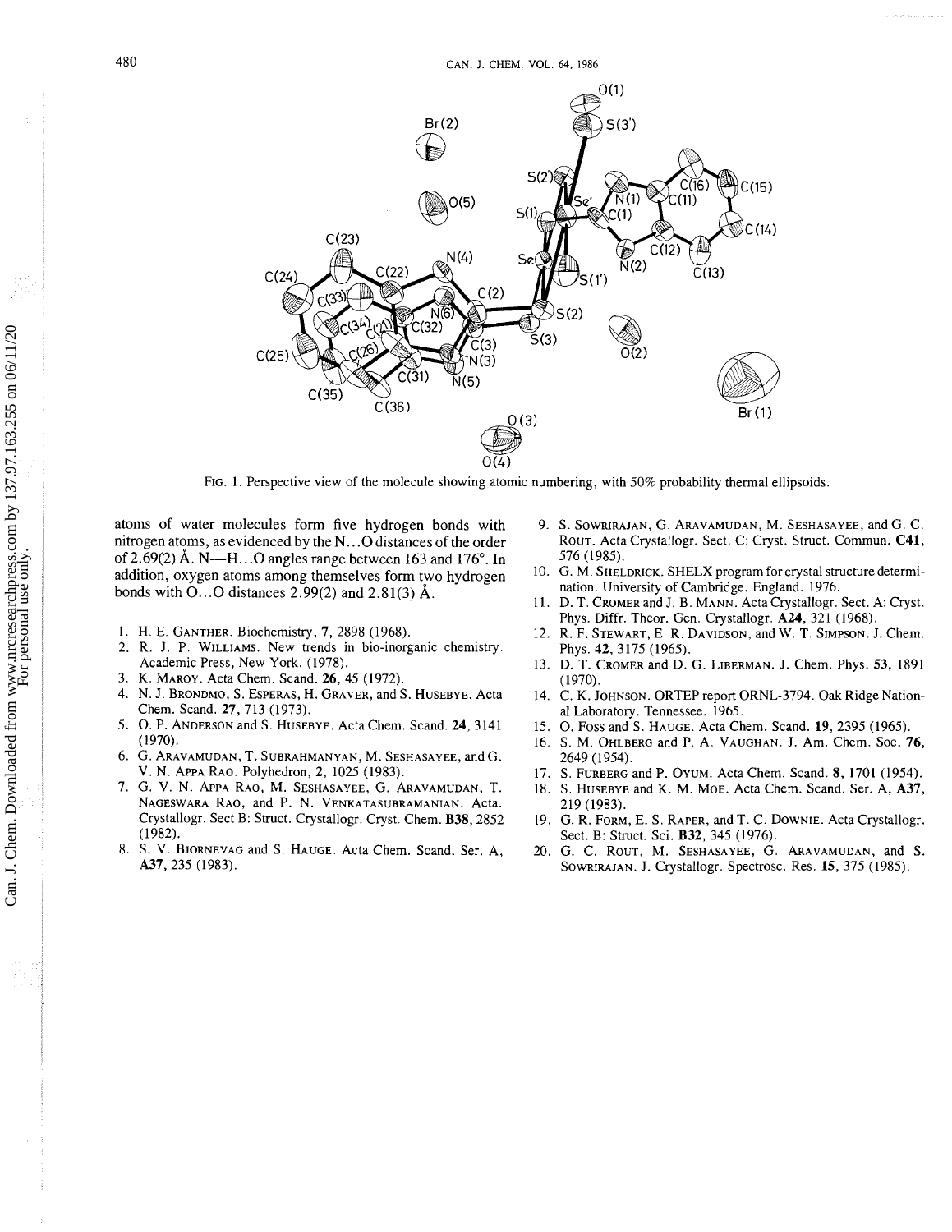FIG. 1. Perspective view of the molecule showing atomic numbering, with 50% probability thermal ellipsoids.

atoms of water molecules form five hydrogen bonds with nitrogen atoms, as evidenced by the N...O distances of the order of 2.69(2) Å. N—H...O angles range between 163 and 176°. In addition, oxygen atoms among themselves form two hydrogen bonds with O...O distances 2.99(2) and 2.81(3) Å.

1. H. E. GANTHER. Biochemistry, **7**, 2898 (1968).
2. R. J. P. WILLIAMS. New trends in bio-inorganic chemistry. Academic Press, New York. (1978).
3. K. MAROY. Acta Chem. Scand. **26**, 45 (1972).
4. N. J. BRONDMO, S. ESPERAS, H. GRAVER, and S. HUSEBYE. Acta Chem. Scand. **27**, 713 (1973).
5. O. P. ANDERSON and S. HUSEBYE. Acta Chem. Scand. **24**, 3141 (1970).
6. G. ARAVAMUDAN, T. SUBRAHMANYAN, M. SESHASAYEE, and G. V. N. APPA RAO. Polyhedron, **2**, 1025 (1983).
7. G. V. N. APPA RAO, M. SESHASAYEE, G. ARAVAMUDAN, T. NAGESWARA RAO, and P. N. VENKATASUBRAMANIAN. Acta. Crystallogr. Sect B: Struct. Crystallogr. Cryst. Chem. **B38**, 2852 (1982).
8. S. V. BJORNEVAG and S. HAUGE. Acta Chem. Scand. Ser. A, **A37**, 235 (1983).
9. S. SOWRIRAJAN, G. ARAVAMUDAN, M. SESHASAYEE, and G. C. ROUT. Acta Crystallogr. Sect. C: Cryst. Struct. Commun. **C41**, 576 (1985).
10. G. M. SHELDRICK. SHELX program for crystal structure determination. University of Cambridge. England. 1976.
11. D. T. CROMER and J. B. MANN. Acta Crystallogr. Sect. A: Cryst. Phys. Diffr. Theor. Gen. Crystallogr. **A24**, 321 (1968).
12. R. F. STEWART, E. R. DAVIDSON, and W. T. SIMPSON. J. Chem. Phys. **42**, 3175 (1965).
13. D. T. CROMER and D. G. LIBERMAN. J. Chem. Phys. **53**, 1891 (1970).
14. C. K. JOHNSON. ORTEP report ORNL-3794. Oak Ridge National Laboratory. Tennessee. 1965.
15. O. FOSS and S. HAUGE. Acta Chem. Scand. **19**, 2395 (1965).
16. S. M. OHLBERG and P. A. VAUGHAN. J. Am. Chem. Soc. **76**, 2649 (1954).
17. S. FURBERG and P. OYUM. Acta Chem. Scand. **8**, 1701 (1954).
18. S. HUSEBYE and K. M. MOE. Acta Chem. Scand. Ser. A, **A37**, 219 (1983).
19. G. R. FORM, E. S. RAPER, and T. C. DOWNIE. Acta Crystallogr. Sect. B: Struct. Sci. **B32**, 345 (1976).
20. G. C. ROUT, M. SESHASAYEE, G. ARAVAMUDAN, and S. SOWRIRAJAN. J. Crystallogr. Spectrosc. Res. **15**, 375 (1985).